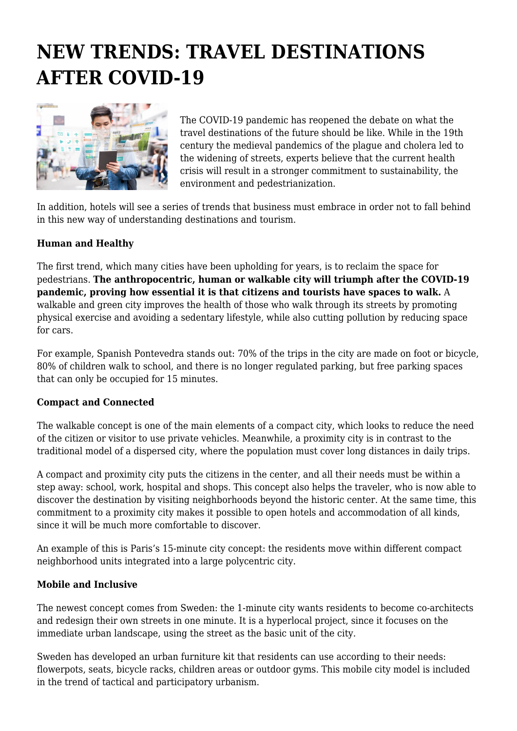# NEW TRENDS: TRAVEL DESTINATIONS AFTER COVID-19

The COVID-19 pandemic has reopened the debate on what the travel destinations of the future should be like. While in the 19th century the medieval pandemics of the plague and cholera led to the widening of streets, experts believe that the current health crisis will result in a stronger commitment to sustainability, the environment and pedestrianization.

In addition, hotels will see a series of trends that business must embrace in order not to fall behind in this new way of understanding destinations and tourism.

**Human and Healthy**

The first trend, which many cities have been upholding for years, is to reclaim the space for pedestrians. **The anthropocentric, human or walkable city will triumph after the COVID-19 pandemic, proving how essential it is that citizens and tourists have spaces to walk.** A walkable and green city improves the health of those who walk through its streets by promoting physical exercise and avoiding a sedentary lifestyle, while also cutting pollution by reducing space for cars.

For example, Spanish Pontevedra stands out: 70% of the trips in the city are made on foot or bicycle, 80% of children walk to school, and there is no longer regulated parking, but free parking spaces that can only be occupied for 15 minutes.

**Compact and Connected**

The walkable concept is one of the main elements of a compact city, which looks to reduce the need of the citizen or visitor to use private vehicles. Meanwhile, a proximity city is in contrast to the traditional model of a dispersed city, where the population must cover long distances in daily trips.

A compact and proximity city puts the citizens in the center, and all their needs must be within a step away: school, work, hospital and shops. This concept also helps the traveler, who is now able to discover the destination by visiting neighborhoods beyond the historic center. At the same time, this commitment to a proximity city makes it possible to open hotels and accommodation of all kinds, since it will be much more comfortable to discover.

An example of this is Paris's 15-minute city concept: the residents move within different compact neighborhood units integrated into a large polycentric city.

**Mobile and Inclusive**

The newest concept comes from Sweden: the 1-minute city wants residents to become co-architects and redesign their own streets in one minute. It is a hyperlocal project, since it focuses on the immediate urban landscape, using the street as the basic unit of the city.

Sweden has developed an urban furniture kit that residents can use according to their needs: flowerpots, seats, bicycle racks, children areas or outdoor gyms. This mobile city model is included in the trend of tactical and participatory urbanism.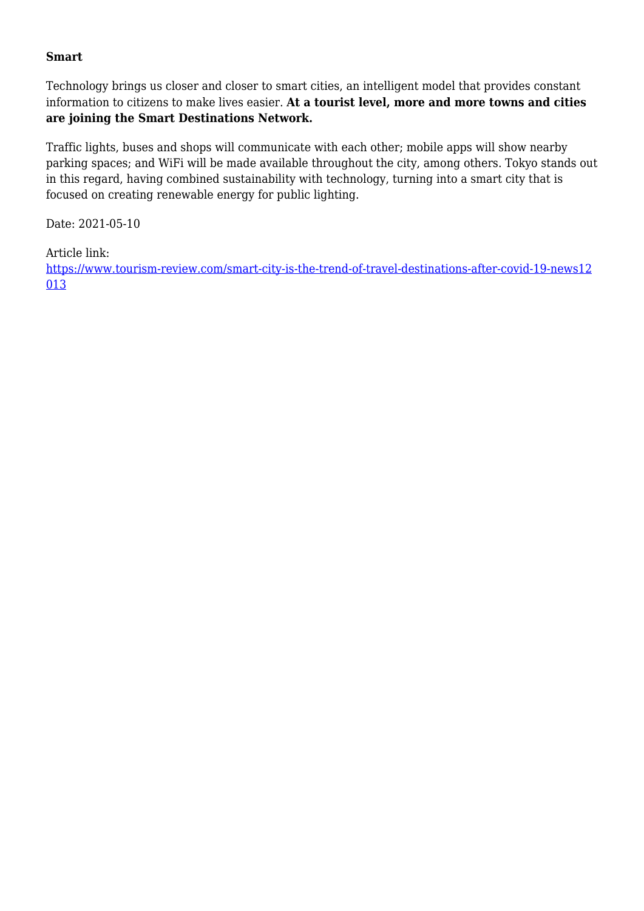**Smart**

Technology brings us closer and closer to smart cities, an intelligent model that provides constant information to citizens to make lives easier. **At a tourist level, more and more towns and cities are joining the Smart Destinations Network.**

Traffic lights, buses and shops will communicate with each other; mobile apps will show nearby parking spaces; and WiFi will be made available throughout the city, among others. Tokyo stands out in this regard, having combined sustainability with technology, turning into a smart city that is focused on creating renewable energy for public lighting.

Date: 2021-05-10

Article link:
[https://www.tourism-review.com/smart-city-is-the-trend-of-travel-destinations-after-covid-19-news12013](https://www.tourism-review.com/smart-city-is-the-trend-of-travel-destinations-after-covid-19-news12013)